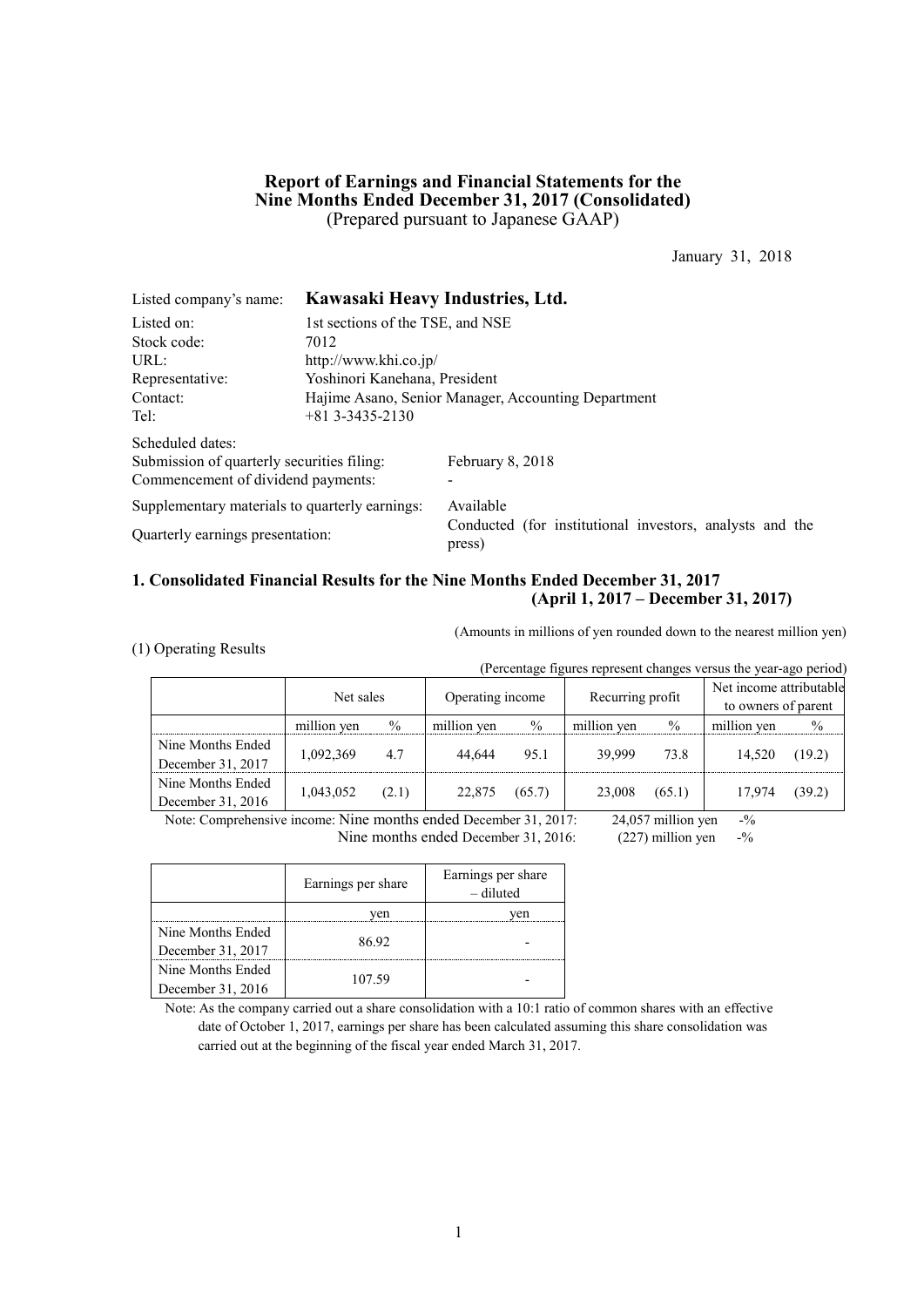# Report of Earnings and Financial Statements for the Nine Months Ended December 31, 2017 (Consolidated)

(Prepared pursuant to Japanese GAAP)

January 31, 2018

Listed company's name: **Kawasaki Heavy Industries, Ltd.**

Listed on: 1st sections of the TSE, and NSE
Stock code: 7012
URL: http://www.khi.co.jp/
Representative: Yoshinori Kanehana, President
Contact: Hajime Asano, Senior Manager, Accounting Department
Tel: +81 3-3435-2130

Scheduled dates:
Submission of quarterly securities filing: February 8, 2018
Commencement of dividend payments: -

Supplementary materials to quarterly earnings: Available

Quarterly earnings presentation: Conducted (for institutional investors, analysts and the press)

## 1. Consolidated Financial Results for the Nine Months Ended December 31, 2017 (April 1, 2017 – December 31, 2017)

(Amounts in millions of yen rounded down to the nearest million yen)

(1) Operating Results

(Percentage figures represent changes versus the year-ago period)

| | Net sales | | Operating income | | Recurring profit | | Net income attributable to owners of parent | |
|---|---|---|---|---|---|---|---|---|
| | million yen | % | million yen | % | million yen | % | million yen | % |
| Nine Months Ended December 31, 2017 | 1,092,369 | 4.7 | 44,644 | 95.1 | 39,999 | 73.8 | 14,520 | (19.2) |
| Nine Months Ended December 31, 2016 | 1,043,052 | (2.1) | 22,875 | (65.7) | 23,008 | (65.1) | 17,974 | (39.2) |

Note: Comprehensive income: Nine months ended December 31, 2017: 24,057 million yen -%
Nine months ended December 31, 2016: (227) million yen -%

| | Earnings per share | Earnings per share – diluted |
|---|---|---|
| | yen | yen |
| Nine Months Ended December 31, 2017 | 86.92 | - |
| Nine Months Ended December 31, 2016 | 107.59 | - |

Note: As the company carried out a share consolidation with a 10:1 ratio of common shares with an effective date of October 1, 2017, earnings per share has been calculated assuming this share consolidation was carried out at the beginning of the fiscal year ended March 31, 2017.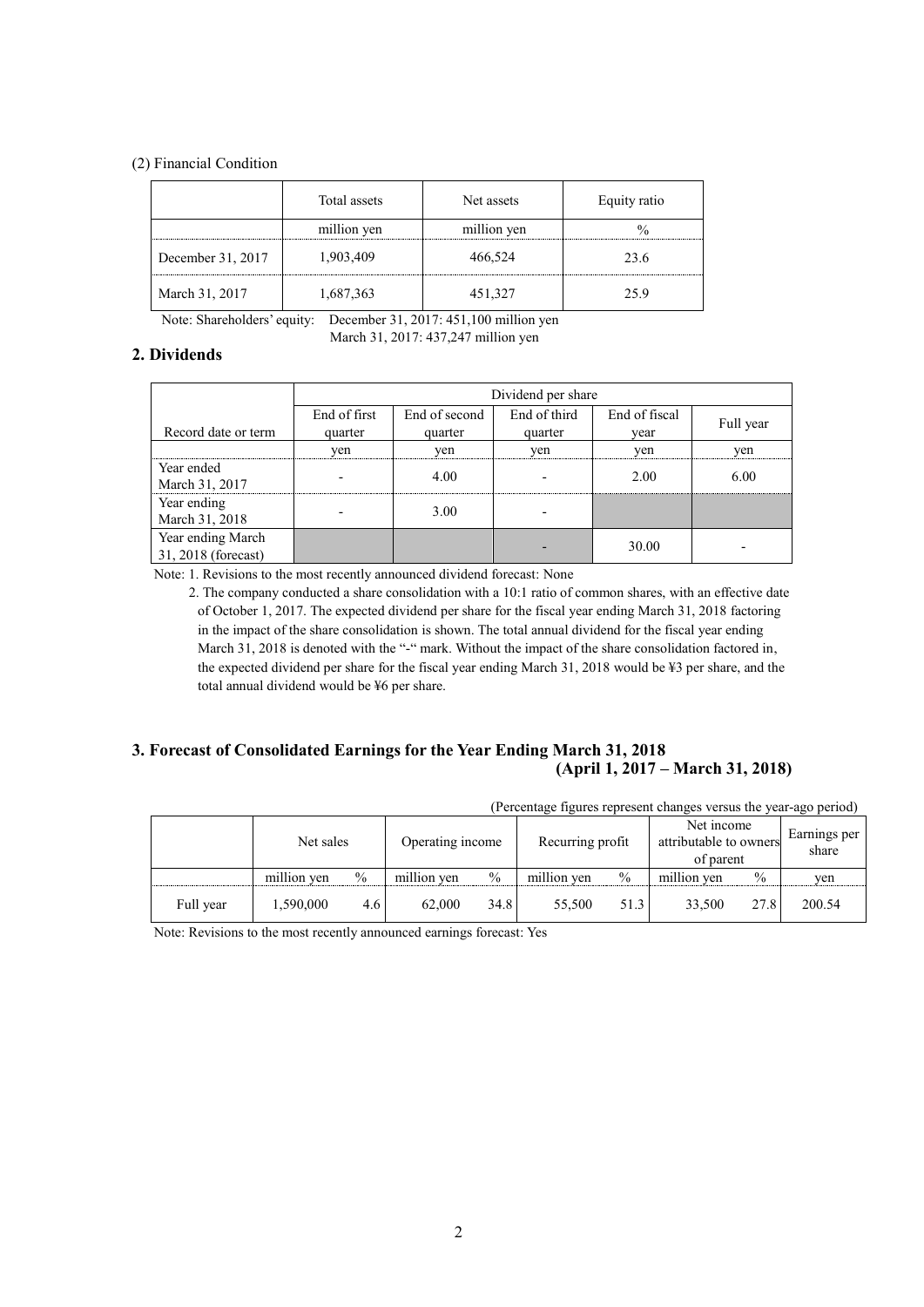(2) Financial Condition

| | Total assets | Net assets | Equity ratio |
|---|---|---|---|
| | million yen | million yen | % |
| December 31, 2017 | 1,903,409 | 466,524 | 23.6 |
| March 31, 2017 | 1,687,363 | 451,327 | 25.9 |

Note: Shareholders' equity: December 31, 2017: 451,100 million yen
March 31, 2017: 437,247 million yen

## 2. Dividends

| Record date or term | Dividend per share | | | | |
|---|---|---|---|---|---|
| | End of first quarter | End of second quarter | End of third quarter | End of fiscal year | Full year |
| | yen | yen | yen | yen | yen |
| Year ended March 31, 2017 | - | 4.00 | - | 2.00 | 6.00 |
| Year ending March 31, 2018 | - | 3.00 | - | | |
| Year ending March 31, 2018 (forecast) | | | - | 30.00 | - |

Note: 1. Revisions to the most recently announced dividend forecast: None

2. The company conducted a share consolidation with a 10:1 ratio of common shares, with an effective date of October 1, 2017. The expected dividend per share for the fiscal year ending March 31, 2018 factoring in the impact of the share consolidation is shown. The total annual dividend for the fiscal year ending March 31, 2018 is denoted with the "-" mark. Without the impact of the share consolidation factored in, the expected dividend per share for the fiscal year ending March 31, 2018 would be ¥3 per share, and the total annual dividend would be ¥6 per share.

## 3. Forecast of Consolidated Earnings for the Year Ending March 31, 2018 (April 1, 2017 – March 31, 2018)

(Percentage figures represent changes versus the year-ago period)

| | Net sales | | Operating income | | Recurring profit | | Net income attributable to owners of parent | | Earnings per share |
|---|---|---|---|---|---|---|---|---|---|
| | million yen | % | million yen | % | million yen | % | million yen | % | yen |
| Full year | 1,590,000 | 4.6 | 62,000 | 34.8 | 55,500 | 51.3 | 33,500 | 27.8 | 200.54 |

Note: Revisions to the most recently announced earnings forecast: Yes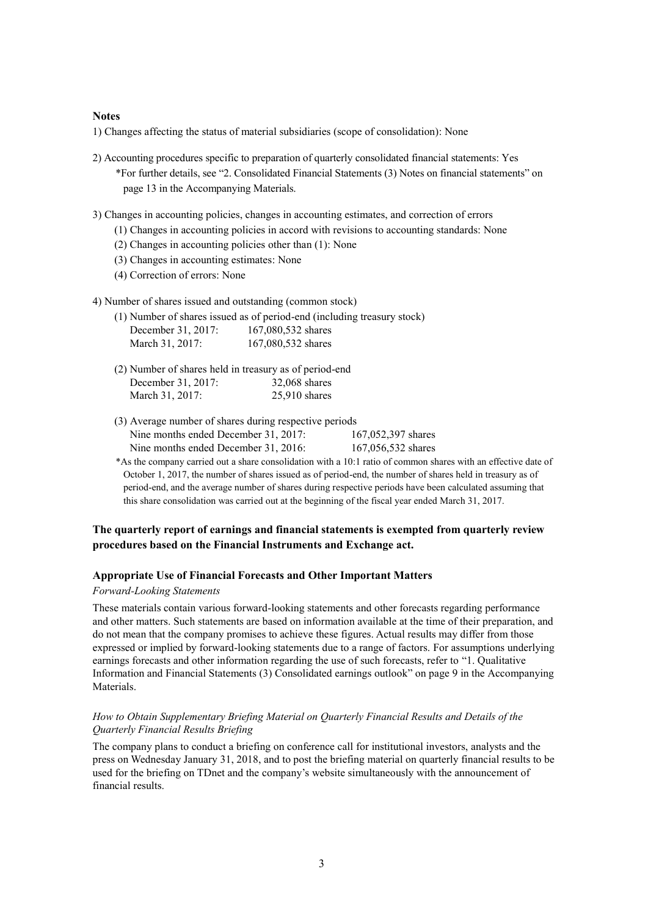**Notes**

1) Changes affecting the status of material subsidiaries (scope of consolidation): None

2) Accounting procedures specific to preparation of quarterly consolidated financial statements: Yes
   *For further details, see "2. Consolidated Financial Statements (3) Notes on financial statements" on page 13 in the Accompanying Materials.

3) Changes in accounting policies, changes in accounting estimates, and correction of errors
   (1) Changes in accounting policies in accord with revisions to accounting standards: None
   (2) Changes in accounting policies other than (1): None
   (3) Changes in accounting estimates: None
   (4) Correction of errors: None

4) Number of shares issued and outstanding (common stock)
   (1) Number of shares issued as of period-end (including treasury stock)

| | |
|---|---|
| December 31, 2017: | 167,080,532 shares |
| March 31, 2017: | 167,080,532 shares |

   (2) Number of shares held in treasury as of period-end

| | |
|---|---|
| December 31, 2017: | 32,068 shares |
| March 31, 2017: | 25,910 shares |

   (3) Average number of shares during respective periods

| | |
|---|---|
| Nine months ended December 31, 2017: | 167,052,397 shares |
| Nine months ended December 31, 2016: | 167,056,532 shares |

   *As the company carried out a share consolidation with a 10:1 ratio of common shares with an effective date of October 1, 2017, the number of shares issued as of period-end, the number of shares held in treasury as of period-end, and the average number of shares during respective periods have been calculated assuming that this share consolidation was carried out at the beginning of the fiscal year ended March 31, 2017.

**The quarterly report of earnings and financial statements is exempted from quarterly review procedures based on the Financial Instruments and Exchange act.**

**Appropriate Use of Financial Forecasts and Other Important Matters**

*Forward-Looking Statements*

These materials contain various forward-looking statements and other forecasts regarding performance and other matters. Such statements are based on information available at the time of their preparation, and do not mean that the company promises to achieve these figures. Actual results may differ from those expressed or implied by forward-looking statements due to a range of factors. For assumptions underlying earnings forecasts and other information regarding the use of such forecasts, refer to "1. Qualitative Information and Financial Statements (3) Consolidated earnings outlook" on page 9 in the Accompanying Materials.

*How to Obtain Supplementary Briefing Material on Quarterly Financial Results and Details of the Quarterly Financial Results Briefing*

The company plans to conduct a briefing on conference call for institutional investors, analysts and the press on Wednesday January 31, 2018, and to post the briefing material on quarterly financial results to be used for the briefing on TDnet and the company's website simultaneously with the announcement of financial results.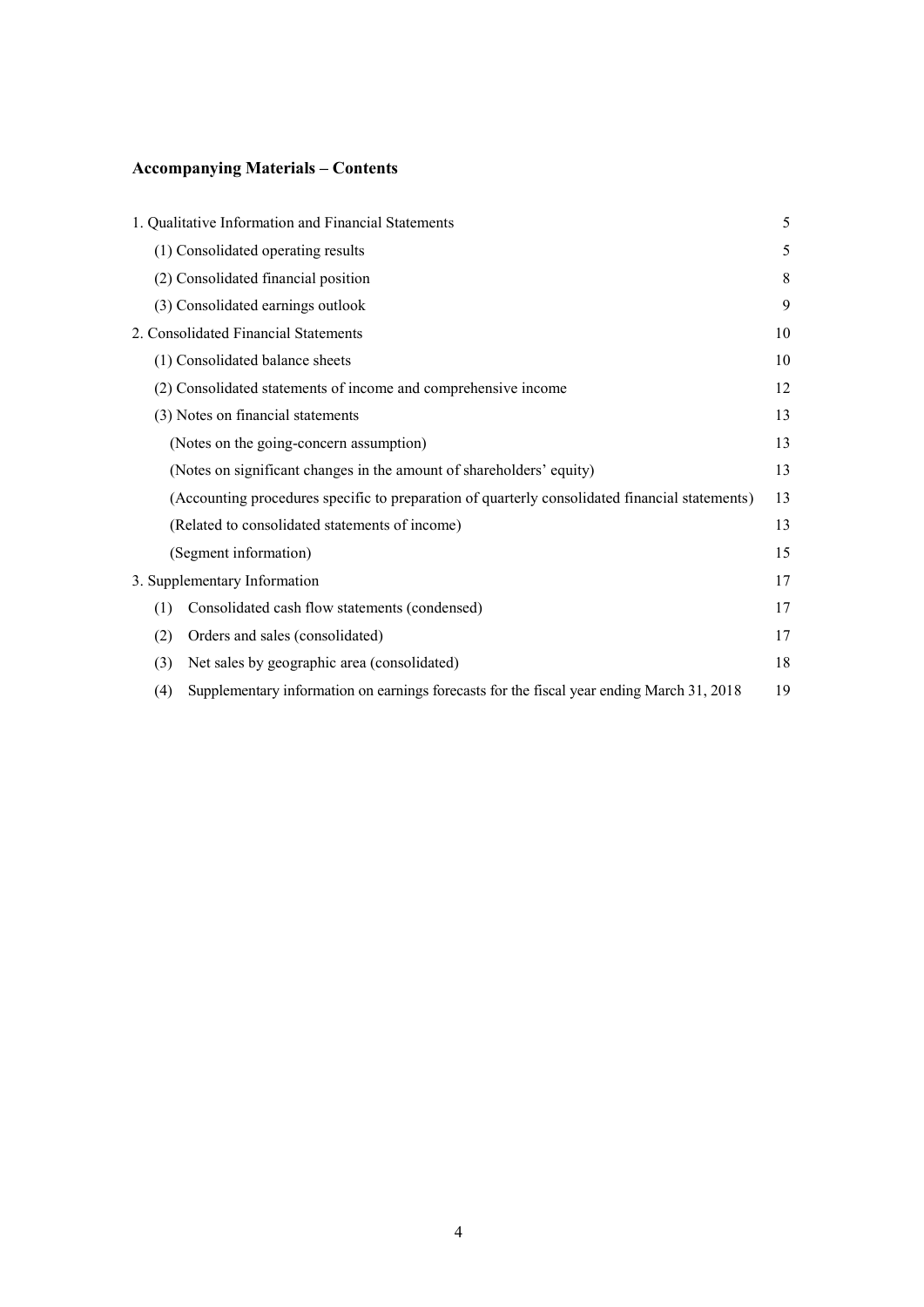## Accompanying Materials – Contents

| | |
|---|---|
| 1. Qualitative Information and Financial Statements | 5 |
| (1) Consolidated operating results | 5 |
| (2) Consolidated financial position | 8 |
| (3) Consolidated earnings outlook | 9 |
| 2. Consolidated Financial Statements | 10 |
| (1) Consolidated balance sheets | 10 |
| (2) Consolidated statements of income and comprehensive income | 12 |
| (3) Notes on financial statements | 13 |
| (Notes on the going-concern assumption) | 13 |
| (Notes on significant changes in the amount of shareholders' equity) | 13 |
| (Accounting procedures specific to preparation of quarterly consolidated financial statements) | 13 |
| (Related to consolidated statements of income) | 13 |
| (Segment information) | 15 |
| 3. Supplementary Information | 17 |
| (1) Consolidated cash flow statements (condensed) | 17 |
| (2) Orders and sales (consolidated) | 17 |
| (3) Net sales by geographic area (consolidated) | 18 |
| (4) Supplementary information on earnings forecasts for the fiscal year ending March 31, 2018 | 19 |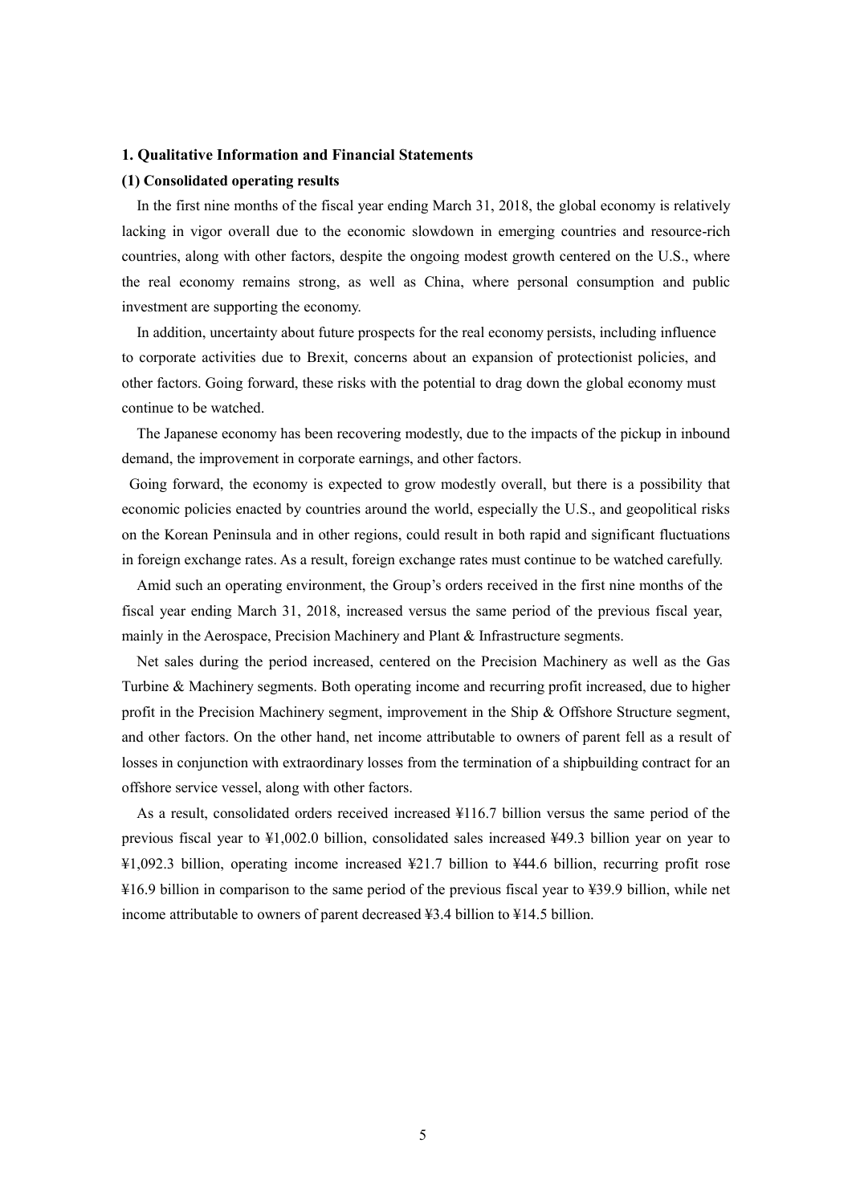## 1. Qualitative Information and Financial Statements

### (1) Consolidated operating results

In the first nine months of the fiscal year ending March 31, 2018, the global economy is relatively lacking in vigor overall due to the economic slowdown in emerging countries and resource-rich countries, along with other factors, despite the ongoing modest growth centered on the U.S., where the real economy remains strong, as well as China, where personal consumption and public investment are supporting the economy.

In addition, uncertainty about future prospects for the real economy persists, including influence to corporate activities due to Brexit, concerns about an expansion of protectionist policies, and other factors. Going forward, these risks with the potential to drag down the global economy must continue to be watched.

The Japanese economy has been recovering modestly, due to the impacts of the pickup in inbound demand, the improvement in corporate earnings, and other factors.

Going forward, the economy is expected to grow modestly overall, but there is a possibility that economic policies enacted by countries around the world, especially the U.S., and geopolitical risks on the Korean Peninsula and in other regions, could result in both rapid and significant fluctuations in foreign exchange rates. As a result, foreign exchange rates must continue to be watched carefully.

Amid such an operating environment, the Group's orders received in the first nine months of the fiscal year ending March 31, 2018, increased versus the same period of the previous fiscal year, mainly in the Aerospace, Precision Machinery and Plant & Infrastructure segments.

Net sales during the period increased, centered on the Precision Machinery as well as the Gas Turbine & Machinery segments. Both operating income and recurring profit increased, due to higher profit in the Precision Machinery segment, improvement in the Ship & Offshore Structure segment, and other factors. On the other hand, net income attributable to owners of parent fell as a result of losses in conjunction with extraordinary losses from the termination of a shipbuilding contract for an offshore service vessel, along with other factors.

As a result, consolidated orders received increased ¥116.7 billion versus the same period of the previous fiscal year to ¥1,002.0 billion, consolidated sales increased ¥49.3 billion year on year to ¥1,092.3 billion, operating income increased ¥21.7 billion to ¥44.6 billion, recurring profit rose ¥16.9 billion in comparison to the same period of the previous fiscal year to ¥39.9 billion, while net income attributable to owners of parent decreased ¥3.4 billion to ¥14.5 billion.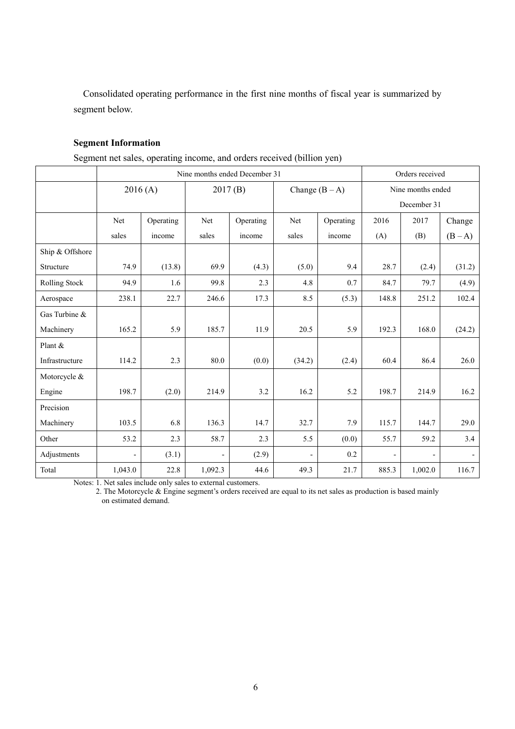Consolidated operating performance in the first nine months of fiscal year is summarized by segment below.

**Segment Information**

Segment net sales, operating income, and orders received (billion yen)

| | Nine months ended December 31 | | | | | | Orders received | | |
|---|---|---|---|---|---|---|---|---|---|
| | 2016 (A) | | 2017 (B) | | Change (B – A) | | Nine months ended December 31 | | |
| | Net sales | Operating income | Net sales | Operating income | Net sales | Operating income | 2016 (A) | 2017 (B) | Change (B – A) |
| Ship & Offshore Structure | 74.9 | (13.8) | 69.9 | (4.3) | (5.0) | 9.4 | 28.7 | (2.4) | (31.2) |
| Rolling Stock | 94.9 | 1.6 | 99.8 | 2.3 | 4.8 | 0.7 | 84.7 | 79.7 | (4.9) |
| Aerospace | 238.1 | 22.7 | 246.6 | 17.3 | 8.5 | (5.3) | 148.8 | 251.2 | 102.4 |
| Gas Turbine & Machinery | 165.2 | 5.9 | 185.7 | 11.9 | 20.5 | 5.9 | 192.3 | 168.0 | (24.2) |
| Plant & Infrastructure | 114.2 | 2.3 | 80.0 | (0.0) | (34.2) | (2.4) | 60.4 | 86.4 | 26.0 |
| Motorcycle & Engine | 198.7 | (2.0) | 214.9 | 3.2 | 16.2 | 5.2 | 198.7 | 214.9 | 16.2 |
| Precision Machinery | 103.5 | 6.8 | 136.3 | 14.7 | 32.7 | 7.9 | 115.7 | 144.7 | 29.0 |
| Other | 53.2 | 2.3 | 58.7 | 2.3 | 5.5 | (0.0) | 55.7 | 59.2 | 3.4 |
| Adjustments | - | (3.1) | - | (2.9) | - | 0.2 | - | - | - |
| Total | 1,043.0 | 22.8 | 1,092.3 | 44.6 | 49.3 | 21.7 | 885.3 | 1,002.0 | 116.7 |

Notes: 1. Net sales include only sales to external customers.

2. The Motorcycle & Engine segment's orders received are equal to its net sales as production is based mainly on estimated demand.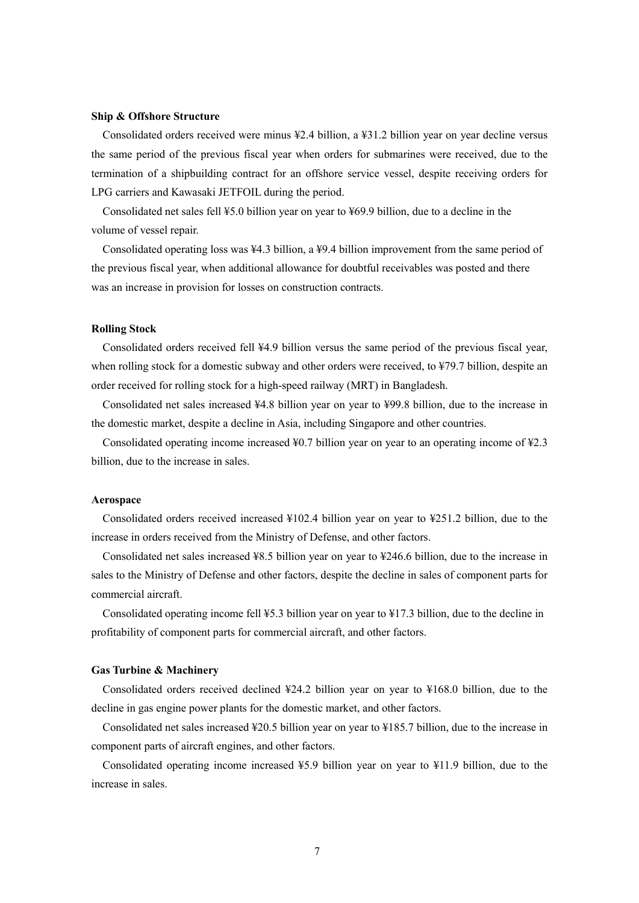**Ship & Offshore Structure**

Consolidated orders received were minus ¥2.4 billion, a ¥31.2 billion year on year decline versus the same period of the previous fiscal year when orders for submarines were received, due to the termination of a shipbuilding contract for an offshore service vessel, despite receiving orders for LPG carriers and Kawasaki JETFOIL during the period.

Consolidated net sales fell ¥5.0 billion year on year to ¥69.9 billion, due to a decline in the volume of vessel repair.

Consolidated operating loss was ¥4.3 billion, a ¥9.4 billion improvement from the same period of the previous fiscal year, when additional allowance for doubtful receivables was posted and there was an increase in provision for losses on construction contracts.

**Rolling Stock**

Consolidated orders received fell ¥4.9 billion versus the same period of the previous fiscal year, when rolling stock for a domestic subway and other orders were received, to ¥79.7 billion, despite an order received for rolling stock for a high-speed railway (MRT) in Bangladesh.

Consolidated net sales increased ¥4.8 billion year on year to ¥99.8 billion, due to the increase in the domestic market, despite a decline in Asia, including Singapore and other countries.

Consolidated operating income increased ¥0.7 billion year on year to an operating income of ¥2.3 billion, due to the increase in sales.

**Aerospace**

Consolidated orders received increased ¥102.4 billion year on year to ¥251.2 billion, due to the increase in orders received from the Ministry of Defense, and other factors.

Consolidated net sales increased ¥8.5 billion year on year to ¥246.6 billion, due to the increase in sales to the Ministry of Defense and other factors, despite the decline in sales of component parts for commercial aircraft.

Consolidated operating income fell ¥5.3 billion year on year to ¥17.3 billion, due to the decline in profitability of component parts for commercial aircraft, and other factors.

**Gas Turbine & Machinery**

Consolidated orders received declined ¥24.2 billion year on year to ¥168.0 billion, due to the decline in gas engine power plants for the domestic market, and other factors.

Consolidated net sales increased ¥20.5 billion year on year to ¥185.7 billion, due to the increase in component parts of aircraft engines, and other factors.

Consolidated operating income increased ¥5.9 billion year on year to ¥11.9 billion, due to the increase in sales.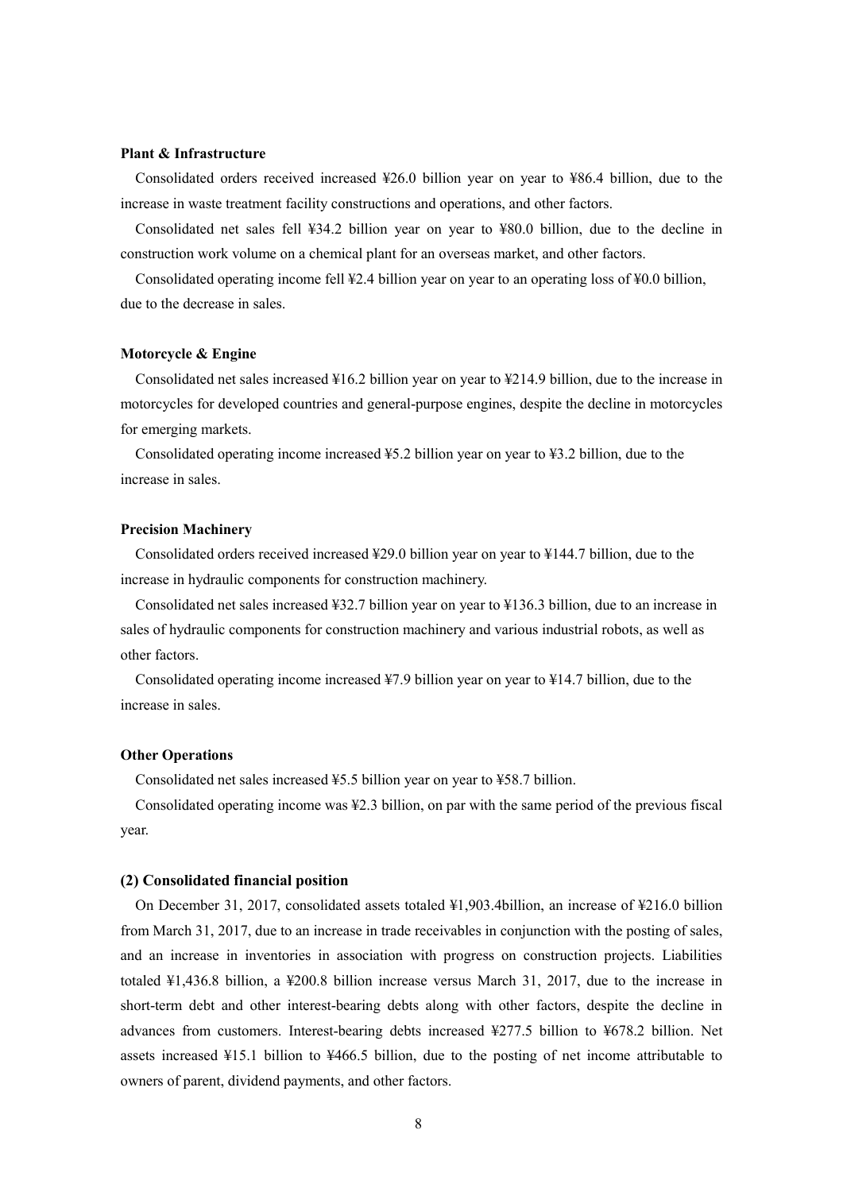**Plant & Infrastructure**

Consolidated orders received increased ¥26.0 billion year on year to ¥86.4 billion, due to the increase in waste treatment facility constructions and operations, and other factors.

Consolidated net sales fell ¥34.2 billion year on year to ¥80.0 billion, due to the decline in construction work volume on a chemical plant for an overseas market, and other factors.

Consolidated operating income fell ¥2.4 billion year on year to an operating loss of ¥0.0 billion, due to the decrease in sales.

**Motorcycle & Engine**

Consolidated net sales increased ¥16.2 billion year on year to ¥214.9 billion, due to the increase in motorcycles for developed countries and general-purpose engines, despite the decline in motorcycles for emerging markets.

Consolidated operating income increased ¥5.2 billion year on year to ¥3.2 billion, due to the increase in sales.

**Precision Machinery**

Consolidated orders received increased ¥29.0 billion year on year to ¥144.7 billion, due to the increase in hydraulic components for construction machinery.

Consolidated net sales increased ¥32.7 billion year on year to ¥136.3 billion, due to an increase in sales of hydraulic components for construction machinery and various industrial robots, as well as other factors.

Consolidated operating income increased ¥7.9 billion year on year to ¥14.7 billion, due to the increase in sales.

**Other Operations**

Consolidated net sales increased ¥5.5 billion year on year to ¥58.7 billion.

Consolidated operating income was ¥2.3 billion, on par with the same period of the previous fiscal year.

**(2) Consolidated financial position**

On December 31, 2017, consolidated assets totaled ¥1,903.4billion, an increase of ¥216.0 billion from March 31, 2017, due to an increase in trade receivables in conjunction with the posting of sales, and an increase in inventories in association with progress on construction projects. Liabilities totaled ¥1,436.8 billion, a ¥200.8 billion increase versus March 31, 2017, due to the increase in short-term debt and other interest-bearing debts along with other factors, despite the decline in advances from customers. Interest-bearing debts increased ¥277.5 billion to ¥678.2 billion. Net assets increased ¥15.1 billion to ¥466.5 billion, due to the posting of net income attributable to owners of parent, dividend payments, and other factors.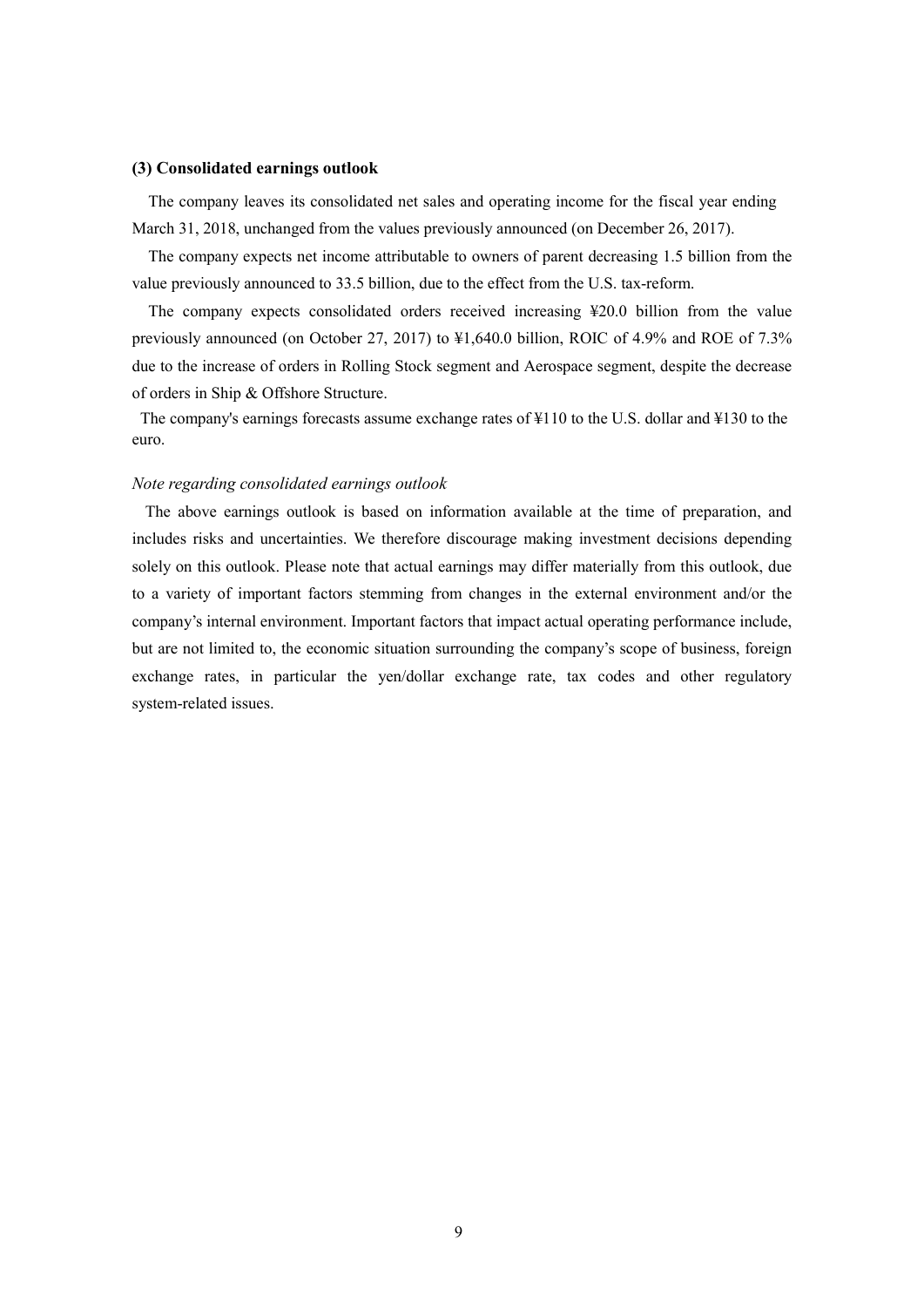**(3) Consolidated earnings outlook**

The company leaves its consolidated net sales and operating income for the fiscal year ending March 31, 2018, unchanged from the values previously announced (on December 26, 2017).

The company expects net income attributable to owners of parent decreasing 1.5 billion from the value previously announced to 33.5 billion, due to the effect from the U.S. tax-reform.

The company expects consolidated orders received increasing ¥20.0 billion from the value previously announced (on October 27, 2017) to ¥1,640.0 billion, ROIC of 4.9% and ROE of 7.3% due to the increase of orders in Rolling Stock segment and Aerospace segment, despite the decrease of orders in Ship & Offshore Structure.

The company's earnings forecasts assume exchange rates of ¥110 to the U.S. dollar and ¥130 to the euro.

*Note regarding consolidated earnings outlook*

The above earnings outlook is based on information available at the time of preparation, and includes risks and uncertainties. We therefore discourage making investment decisions depending solely on this outlook. Please note that actual earnings may differ materially from this outlook, due to a variety of important factors stemming from changes in the external environment and/or the company's internal environment. Important factors that impact actual operating performance include, but are not limited to, the economic situation surrounding the company's scope of business, foreign exchange rates, in particular the yen/dollar exchange rate, tax codes and other regulatory system-related issues.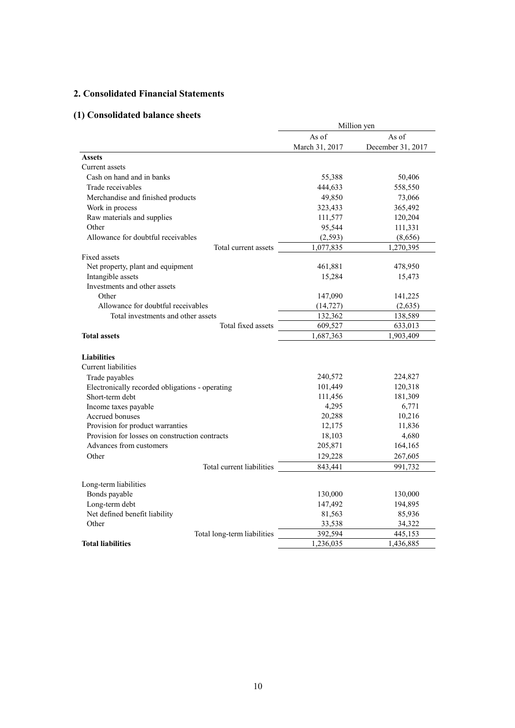## 2. Consolidated Financial Statements

### (1) Consolidated balance sheets

| | Million yen | |
|---|---|---|
| | As of March 31, 2017 | As of December 31, 2017 |
| **Assets** | | |
| Current assets | | |
| Cash on hand and in banks | 55,388 | 50,406 |
| Trade receivables | 444,633 | 558,550 |
| Merchandise and finished products | 49,850 | 73,066 |
| Work in process | 323,433 | 365,492 |
| Raw materials and supplies | 111,577 | 120,204 |
| Other | 95,544 | 111,331 |
| Allowance for doubtful receivables | (2,593) | (8,656) |
| Total current assets | 1,077,835 | 1,270,395 |
| Fixed assets | | |
| Net property, plant and equipment | 461,881 | 478,950 |
| Intangible assets | 15,284 | 15,473 |
| Investments and other assets | | |
| Other | 147,090 | 141,225 |
| Allowance for doubtful receivables | (14,727) | (2,635) |
| Total investments and other assets | 132,362 | 138,589 |
| Total fixed assets | 609,527 | 633,013 |
| **Total assets** | 1,687,363 | 1,903,409 |
| **Liabilities** | | |
| Current liabilities | | |
| Trade payables | 240,572 | 224,827 |
| Electronically recorded obligations - operating | 101,449 | 120,318 |
| Short-term debt | 111,456 | 181,309 |
| Income taxes payable | 4,295 | 6,771 |
| Accrued bonuses | 20,288 | 10,216 |
| Provision for product warranties | 12,175 | 11,836 |
| Provision for losses on construction contracts | 18,103 | 4,680 |
| Advances from customers | 205,871 | 164,165 |
| Other | 129,228 | 267,605 |
| Total current liabilities | 843,441 | 991,732 |
| Long-term liabilities | | |
| Bonds payable | 130,000 | 130,000 |
| Long-term debt | 147,492 | 194,895 |
| Net defined benefit liability | 81,563 | 85,936 |
| Other | 33,538 | 34,322 |
| Total long-term liabilities | 392,594 | 445,153 |
| **Total liabilities** | 1,236,035 | 1,436,885 |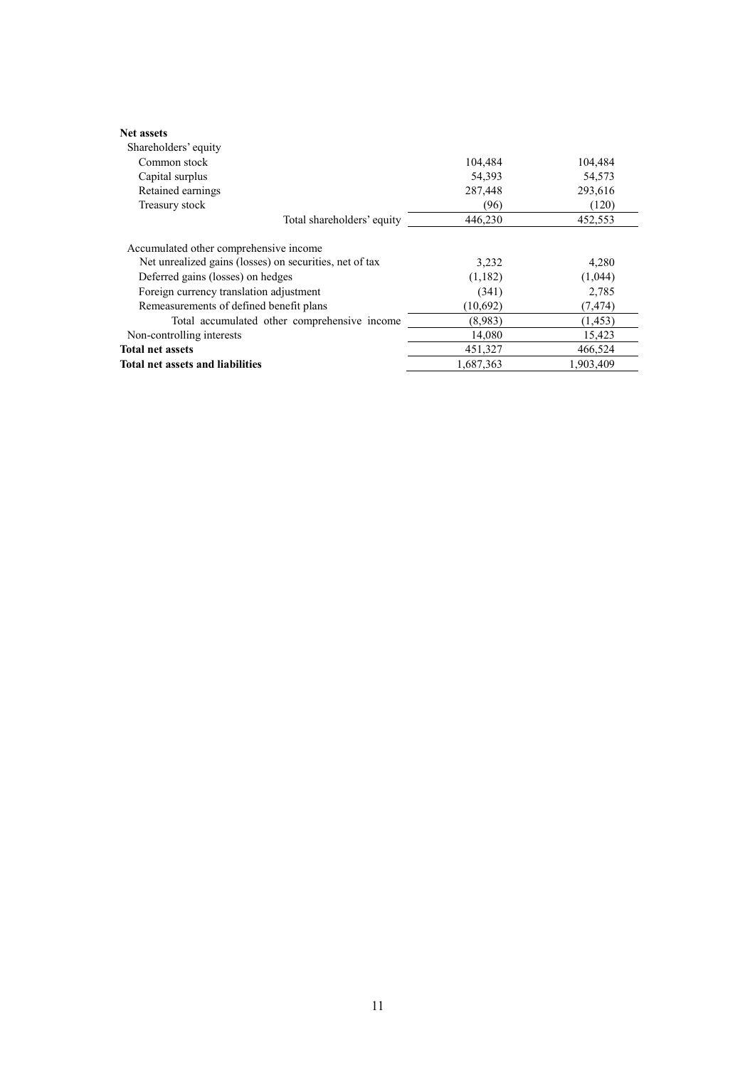| | | |
|---|---|---|
| **Net assets** | | |
| Shareholders' equity | | |
| Common stock | 104,484 | 104,484 |
| Capital surplus | 54,393 | 54,573 |
| Retained earnings | 287,448 | 293,616 |
| Treasury stock | (96) | (120) |
| Total shareholders' equity | 446,230 | 452,553 |
| Accumulated other comprehensive income | | |
| Net unrealized gains (losses) on securities, net of tax | 3,232 | 4,280 |
| Deferred gains (losses) on hedges | (1,182) | (1,044) |
| Foreign currency translation adjustment | (341) | 2,785 |
| Remeasurements of defined benefit plans | (10,692) | (7,474) |
| Total accumulated other comprehensive income | (8,983) | (1,453) |
| Non-controlling interests | 14,080 | 15,423 |
| **Total net assets** | 451,327 | 466,524 |
| **Total net assets and liabilities** | 1,687,363 | 1,903,409 |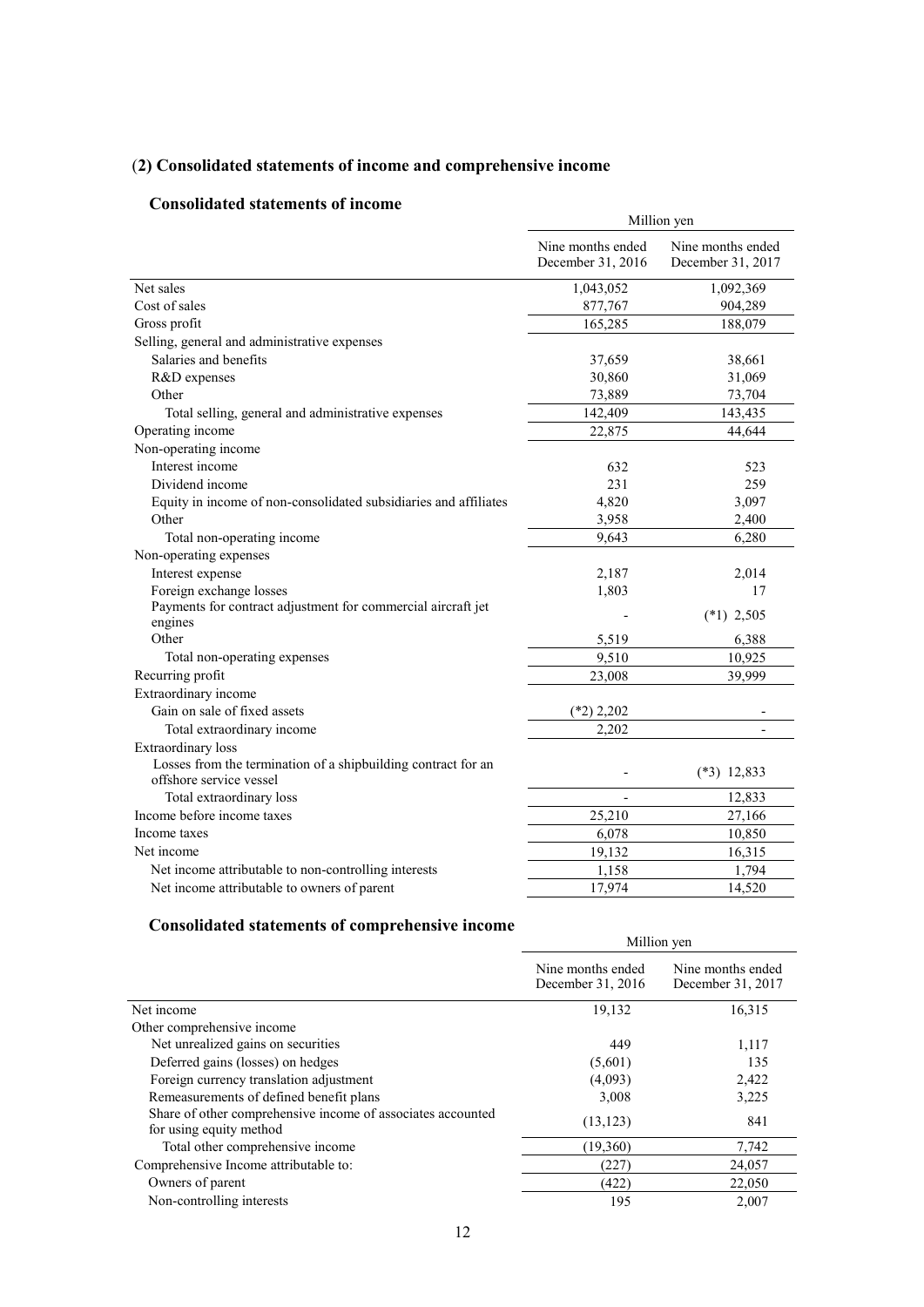## (2) Consolidated statements of income and comprehensive income

### Consolidated statements of income

| | Million yen | |
|---|---|---|
| | Nine months ended December 31, 2016 | Nine months ended December 31, 2017 |
| Net sales | 1,043,052 | 1,092,369 |
| Cost of sales | 877,767 | 904,289 |
| Gross profit | 165,285 | 188,079 |
| Selling, general and administrative expenses | | |
| Salaries and benefits | 37,659 | 38,661 |
| R&D expenses | 30,860 | 31,069 |
| Other | 73,889 | 73,704 |
| Total selling, general and administrative expenses | 142,409 | 143,435 |
| Operating income | 22,875 | 44,644 |
| Non-operating income | | |
| Interest income | 632 | 523 |
| Dividend income | 231 | 259 |
| Equity in income of non-consolidated subsidiaries and affiliates | 4,820 | 3,097 |
| Other | 3,958 | 2,400 |
| Total non-operating income | 9,643 | 6,280 |
| Non-operating expenses | | |
| Interest expense | 2,187 | 2,014 |
| Foreign exchange losses | 1,803 | 17 |
| Payments for contract adjustment for commercial aircraft jet engines | - | (*1) 2,505 |
| Other | 5,519 | 6,388 |
| Total non-operating expenses | 9,510 | 10,925 |
| Recurring profit | 23,008 | 39,999 |
| Extraordinary income | | |
| Gain on sale of fixed assets | (*2) 2,202 | - |
| Total extraordinary income | 2,202 | - |
| Extraordinary loss | | |
| Losses from the termination of a shipbuilding contract for an offshore service vessel | - | (*3) 12,833 |
| Total extraordinary loss | - | 12,833 |
| Income before income taxes | 25,210 | 27,166 |
| Income taxes | 6,078 | 10,850 |
| Net income | 19,132 | 16,315 |
| Net income attributable to non-controlling interests | 1,158 | 1,794 |
| Net income attributable to owners of parent | 17,974 | 14,520 |

### Consolidated statements of comprehensive income

| | Million yen | |
|---|---|---|
| | Nine months ended December 31, 2016 | Nine months ended December 31, 2017 |
| Net income | 19,132 | 16,315 |
| Other comprehensive income | | |
| Net unrealized gains on securities | 449 | 1,117 |
| Deferred gains (losses) on hedges | (5,601) | 135 |
| Foreign currency translation adjustment | (4,093) | 2,422 |
| Remeasurements of defined benefit plans | 3,008 | 3,225 |
| Share of other comprehensive income of associates accounted for using equity method | (13,123) | 841 |
| Total other comprehensive income | (19,360) | 7,742 |
| Comprehensive Income attributable to: | (227) | 24,057 |
| Owners of parent | (422) | 22,050 |
| Non-controlling interests | 195 | 2,007 |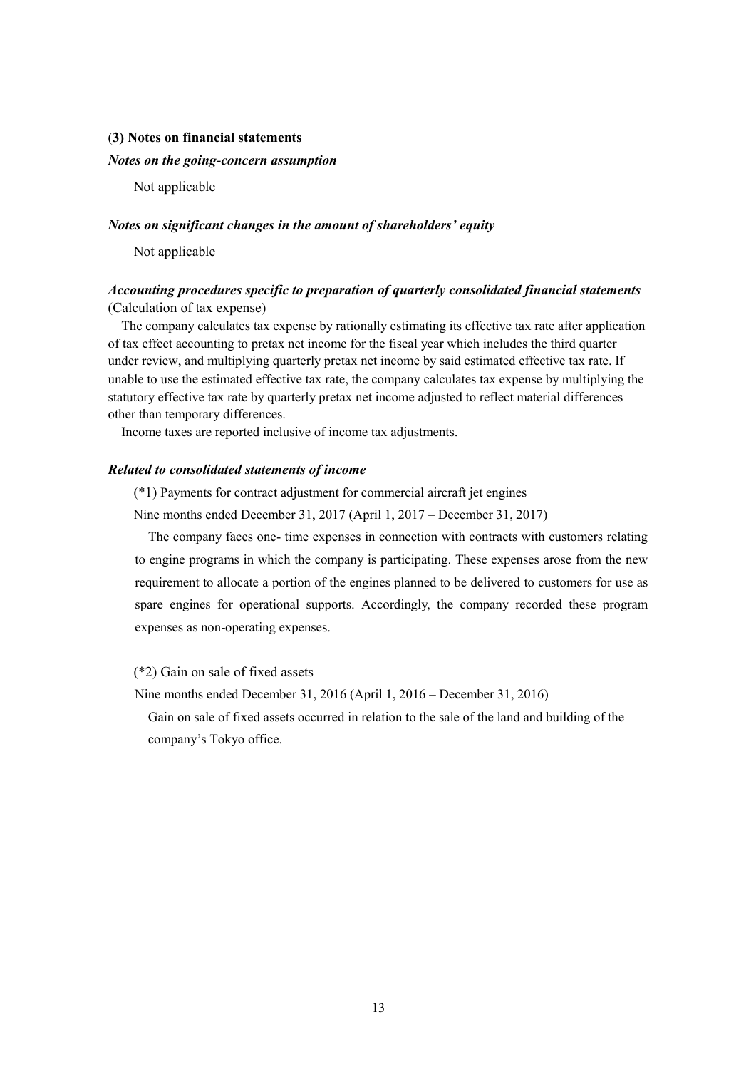### (3) Notes on financial statements

***Notes on the going-concern assumption***

Not applicable

***Notes on significant changes in the amount of shareholders' equity***

Not applicable

***Accounting procedures specific to preparation of quarterly consolidated financial statements***

(Calculation of tax expense)

The company calculates tax expense by rationally estimating its effective tax rate after application of tax effect accounting to pretax net income for the fiscal year which includes the third quarter under review, and multiplying quarterly pretax net income by said estimated effective tax rate. If unable to use the estimated effective tax rate, the company calculates tax expense by multiplying the statutory effective tax rate by quarterly pretax net income adjusted to reflect material differences other than temporary differences.

Income taxes are reported inclusive of income tax adjustments.

***Related to consolidated statements of income***

(*1) Payments for contract adjustment for commercial aircraft jet engines

Nine months ended December 31, 2017 (April 1, 2017 – December 31, 2017)

The company faces one- time expenses in connection with contracts with customers relating to engine programs in which the company is participating. These expenses arose from the new requirement to allocate a portion of the engines planned to be delivered to customers for use as spare engines for operational supports. Accordingly, the company recorded these program expenses as non-operating expenses.

(*2) Gain on sale of fixed assets

Nine months ended December 31, 2016 (April 1, 2016 – December 31, 2016)

Gain on sale of fixed assets occurred in relation to the sale of the land and building of the company's Tokyo office.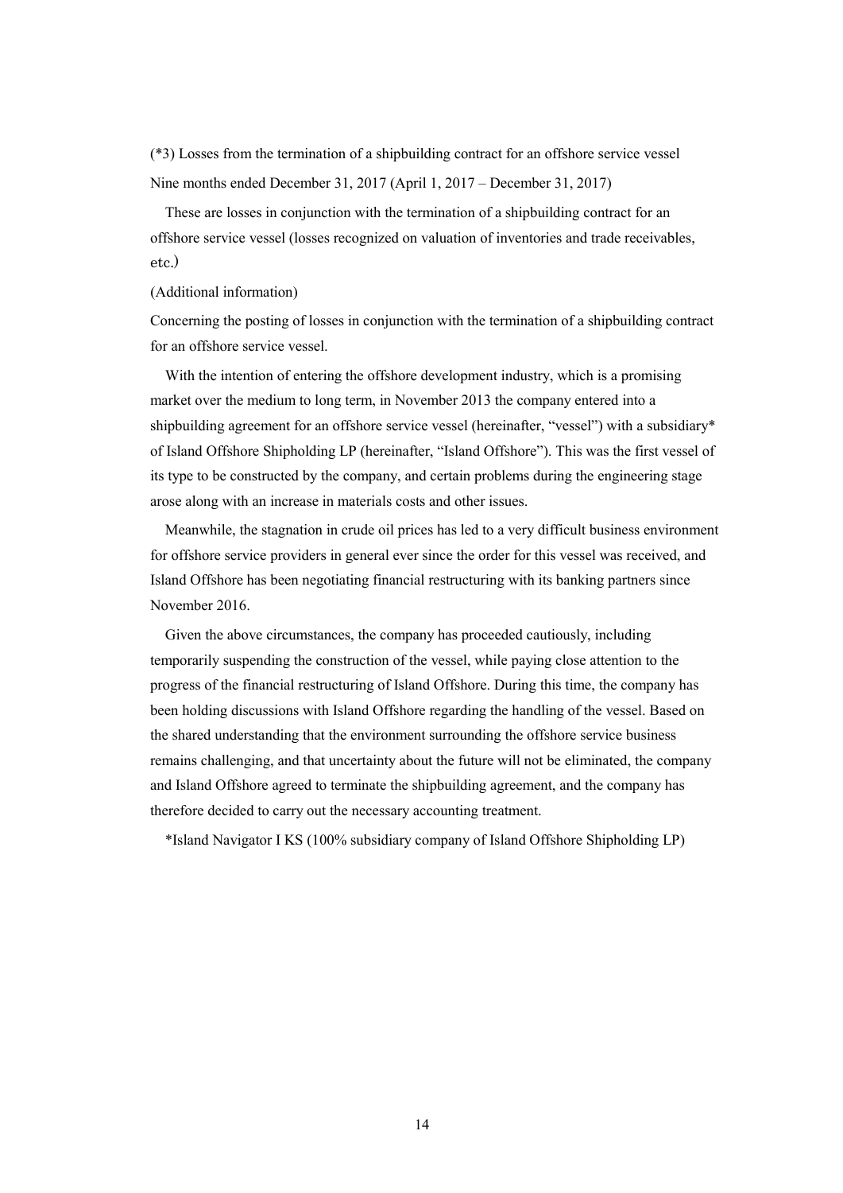(*3) Losses from the termination of a shipbuilding contract for an offshore service vessel

Nine months ended December 31, 2017 (April 1, 2017 – December 31, 2017)

These are losses in conjunction with the termination of a shipbuilding contract for an offshore service vessel (losses recognized on valuation of inventories and trade receivables, etc.)

(Additional information)

Concerning the posting of losses in conjunction with the termination of a shipbuilding contract for an offshore service vessel.

With the intention of entering the offshore development industry, which is a promising market over the medium to long term, in November 2013 the company entered into a shipbuilding agreement for an offshore service vessel (hereinafter, "vessel") with a subsidiary* of Island Offshore Shipholding LP (hereinafter, "Island Offshore"). This was the first vessel of its type to be constructed by the company, and certain problems during the engineering stage arose along with an increase in materials costs and other issues.

Meanwhile, the stagnation in crude oil prices has led to a very difficult business environment for offshore service providers in general ever since the order for this vessel was received, and Island Offshore has been negotiating financial restructuring with its banking partners since November 2016.

Given the above circumstances, the company has proceeded cautiously, including temporarily suspending the construction of the vessel, while paying close attention to the progress of the financial restructuring of Island Offshore. During this time, the company has been holding discussions with Island Offshore regarding the handling of the vessel. Based on the shared understanding that the environment surrounding the offshore service business remains challenging, and that uncertainty about the future will not be eliminated, the company and Island Offshore agreed to terminate the shipbuilding agreement, and the company has therefore decided to carry out the necessary accounting treatment.

*Island Navigator I KS (100% subsidiary company of Island Offshore Shipholding LP)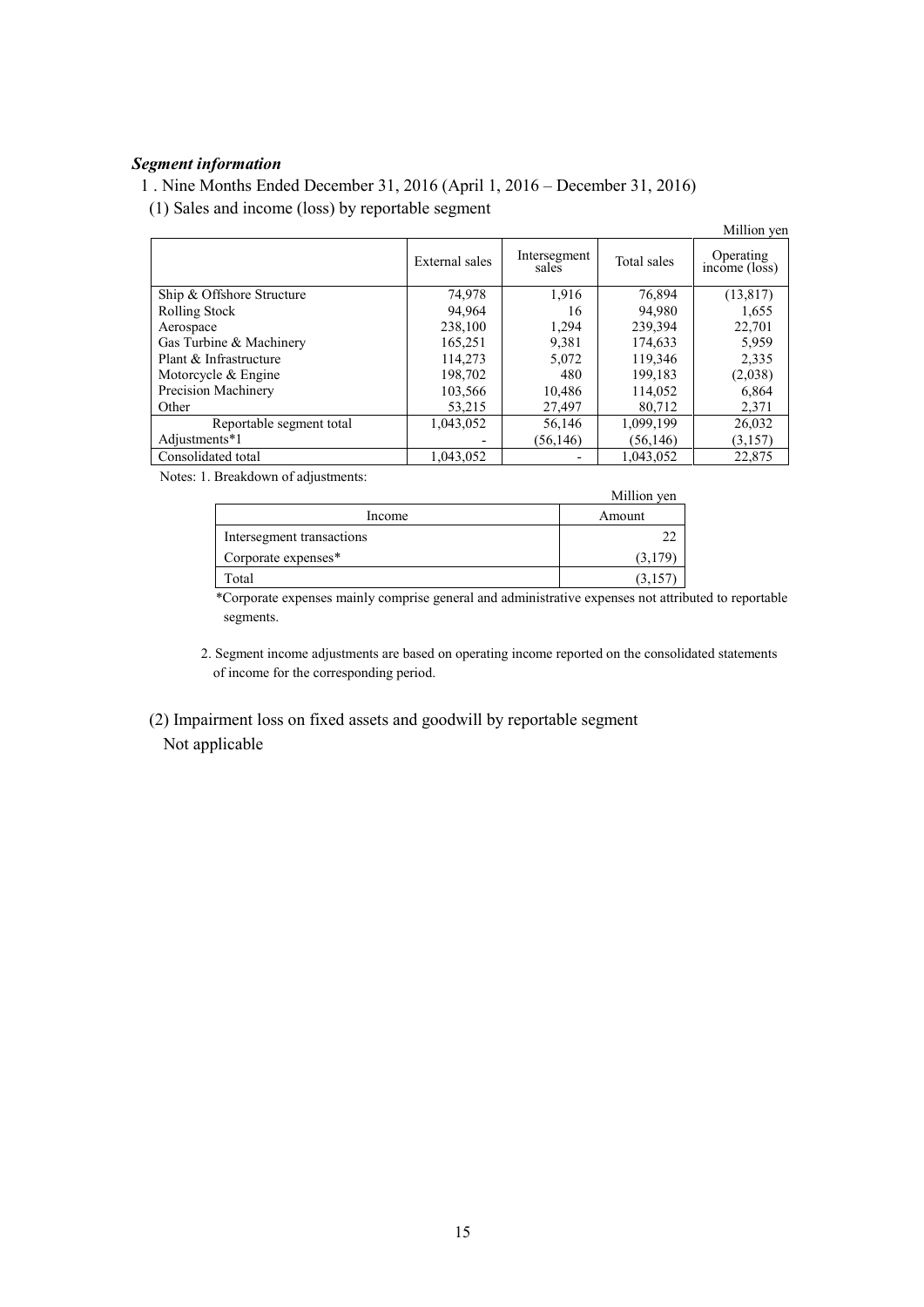***Segment information***

1 . Nine Months Ended December 31, 2016 (April 1, 2016 – December 31, 2016)

(1) Sales and income (loss) by reportable segment

Million yen

| | External sales | Intersegment sales | Total sales | Operating income (loss) |
|---|---|---|---|---|
| Ship & Offshore Structure | 74,978 | 1,916 | 76,894 | (13,817) |
| Rolling Stock | 94,964 | 16 | 94,980 | 1,655 |
| Aerospace | 238,100 | 1,294 | 239,394 | 22,701 |
| Gas Turbine & Machinery | 165,251 | 9,381 | 174,633 | 5,959 |
| Plant & Infrastructure | 114,273 | 5,072 | 119,346 | 2,335 |
| Motorcycle & Engine | 198,702 | 480 | 199,183 | (2,038) |
| Precision Machinery | 103,566 | 10,486 | 114,052 | 6,864 |
| Other | 53,215 | 27,497 | 80,712 | 2,371 |
| Reportable segment total | 1,043,052 | 56,146 | 1,099,199 | 26,032 |
| Adjustments*1 | - | (56,146) | (56,146) | (3,157) |
| Consolidated total | 1,043,052 | - | 1,043,052 | 22,875 |

Notes: 1. Breakdown of adjustments:

Million yen

| Income | Amount |
|---|---|
| Intersegment transactions | 22 |
| Corporate expenses* | (3,179) |
| Total | (3,157) |

*Corporate expenses mainly comprise general and administrative expenses not attributed to reportable segments.

2. Segment income adjustments are based on operating income reported on the consolidated statements of income for the corresponding period.

(2) Impairment loss on fixed assets and goodwill by reportable segment

Not applicable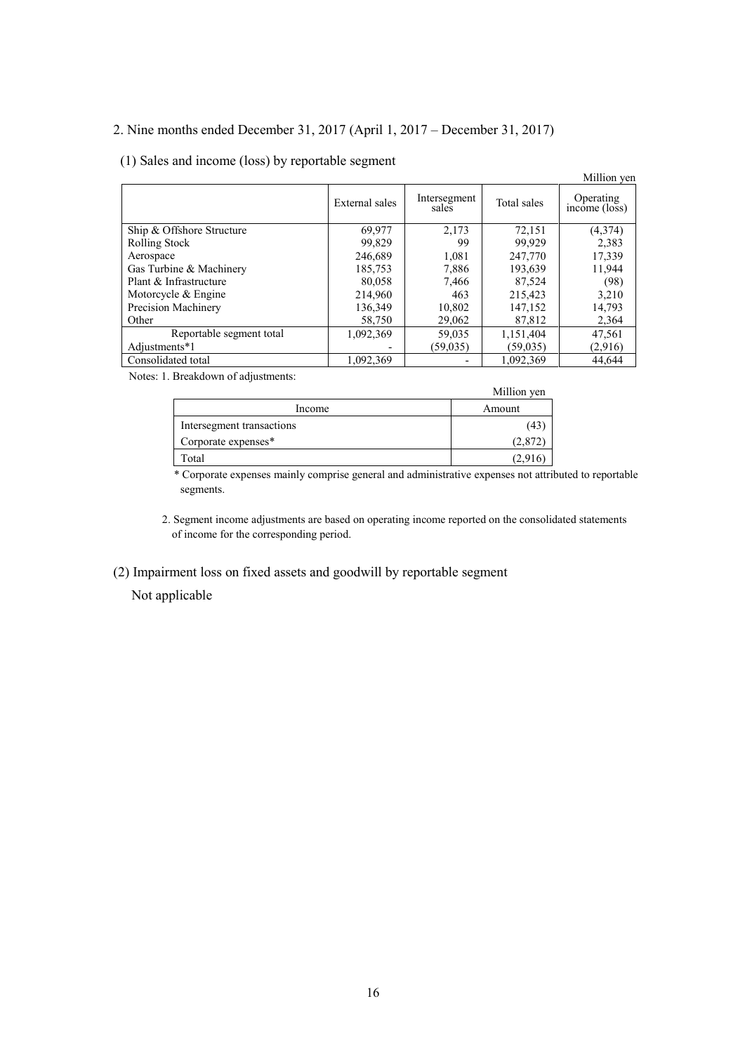## 2. Nine months ended December 31, 2017 (April 1, 2017 – December 31, 2017)

### (1) Sales and income (loss) by reportable segment

Million yen

| | External sales | Intersegment sales | Total sales | Operating income (loss) |
|---|---|---|---|---|
| Ship & Offshore Structure | 69,977 | 2,173 | 72,151 | (4,374) |
| Rolling Stock | 99,829 | 99 | 99,929 | 2,383 |
| Aerospace | 246,689 | 1,081 | 247,770 | 17,339 |
| Gas Turbine & Machinery | 185,753 | 7,886 | 193,639 | 11,944 |
| Plant & Infrastructure | 80,058 | 7,466 | 87,524 | (98) |
| Motorcycle & Engine | 214,960 | 463 | 215,423 | 3,210 |
| Precision Machinery | 136,349 | 10,802 | 147,152 | 14,793 |
| Other | 58,750 | 29,062 | 87,812 | 2,364 |
| Reportable segment total | 1,092,369 | 59,035 | 1,151,404 | 47,561 |
| Adjustments*1 | - | (59,035) | (59,035) | (2,916) |
| Consolidated total | 1,092,369 | - | 1,092,369 | 44,644 |

Notes: 1. Breakdown of adjustments:

Million yen

| Income | Amount |
|---|---|
| Intersegment transactions | (43) |
| Corporate expenses* | (2,872) |
| Total | (2,916) |

\* Corporate expenses mainly comprise general and administrative expenses not attributed to reportable segments.

2. Segment income adjustments are based on operating income reported on the consolidated statements of income for the corresponding period.

### (2) Impairment loss on fixed assets and goodwill by reportable segment

Not applicable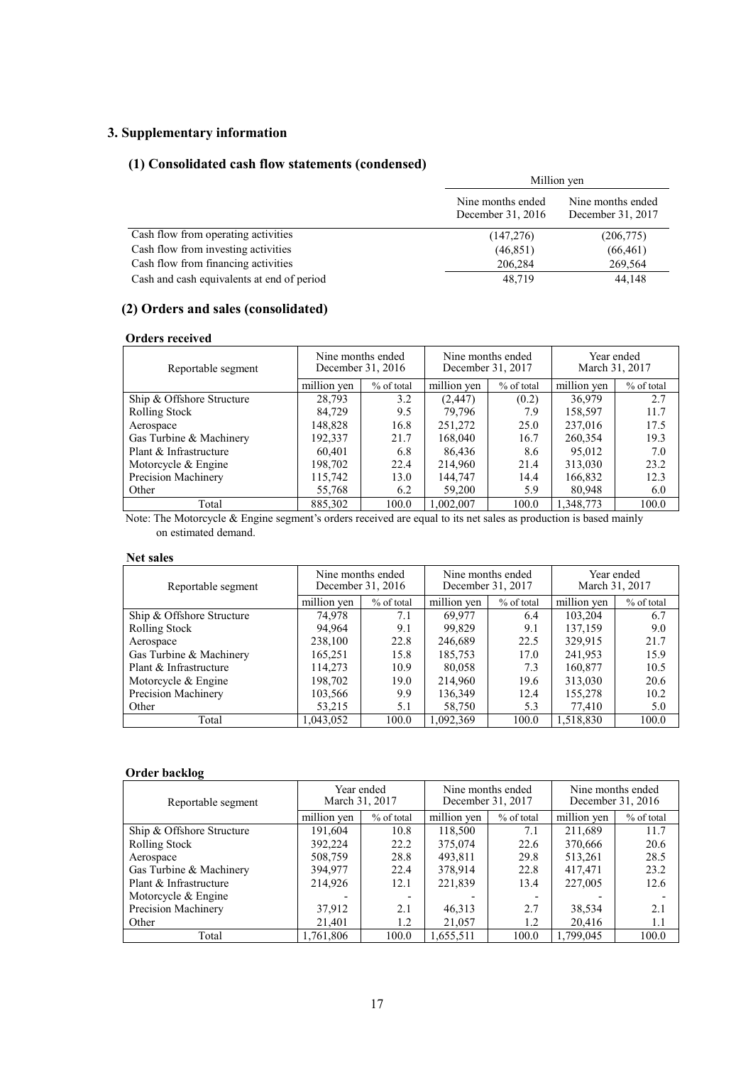## 3. Supplementary information

### (1) Consolidated cash flow statements (condensed)

| | Million yen | |
|---|---|---|
| | Nine months ended December 31, 2016 | Nine months ended December 31, 2017 |
| Cash flow from operating activities | (147,276) | (206,775) |
| Cash flow from investing activities | (46,851) | (66,461) |
| Cash flow from financing activities | 206,284 | 269,564 |
| Cash and cash equivalents at end of period | 48,719 | 44,148 |

### (2) Orders and sales (consolidated)

**Orders received**

| Reportable segment | Nine months ended December 31, 2016 | | Nine months ended December 31, 2017 | | Year ended March 31, 2017 | |
|---|---|---|---|---|---|---|
| | million yen | % of total | million yen | % of total | million yen | % of total |
| Ship & Offshore Structure | 28,793 | 3.2 | (2,447) | (0.2) | 36,979 | 2.7 |
| Rolling Stock | 84,729 | 9.5 | 79,796 | 7.9 | 158,597 | 11.7 |
| Aerospace | 148,828 | 16.8 | 251,272 | 25.0 | 237,016 | 17.5 |
| Gas Turbine & Machinery | 192,337 | 21.7 | 168,040 | 16.7 | 260,354 | 19.3 |
| Plant & Infrastructure | 60,401 | 6.8 | 86,436 | 8.6 | 95,012 | 7.0 |
| Motorcycle & Engine | 198,702 | 22.4 | 214,960 | 21.4 | 313,030 | 23.2 |
| Precision Machinery | 115,742 | 13.0 | 144,747 | 14.4 | 166,832 | 12.3 |
| Other | 55,768 | 6.2 | 59,200 | 5.9 | 80,948 | 6.0 |
| Total | 885,302 | 100.0 | 1,002,007 | 100.0 | 1,348,773 | 100.0 |

Note: The Motorcycle & Engine segment's orders received are equal to its net sales as production is based mainly on estimated demand.

**Net sales**

| Reportable segment | Nine months ended December 31, 2016 | | Nine months ended December 31, 2017 | | Year ended March 31, 2017 | |
|---|---|---|---|---|---|---|
| | million yen | % of total | million yen | % of total | million yen | % of total |
| Ship & Offshore Structure | 74,978 | 7.1 | 69,977 | 6.4 | 103,204 | 6.7 |
| Rolling Stock | 94,964 | 9.1 | 99,829 | 9.1 | 137,159 | 9.0 |
| Aerospace | 238,100 | 22.8 | 246,689 | 22.5 | 329,915 | 21.7 |
| Gas Turbine & Machinery | 165,251 | 15.8 | 185,753 | 17.0 | 241,953 | 15.9 |
| Plant & Infrastructure | 114,273 | 10.9 | 80,058 | 7.3 | 160,877 | 10.5 |
| Motorcycle & Engine | 198,702 | 19.0 | 214,960 | 19.6 | 313,030 | 20.6 |
| Precision Machinery | 103,566 | 9.9 | 136,349 | 12.4 | 155,278 | 10.2 |
| Other | 53,215 | 5.1 | 58,750 | 5.3 | 77,410 | 5.0 |
| Total | 1,043,052 | 100.0 | 1,092,369 | 100.0 | 1,518,830 | 100.0 |

**Order backlog**

| Reportable segment | Year ended March 31, 2017 | | Nine months ended December 31, 2017 | | Nine months ended December 31, 2016 | |
|---|---|---|---|---|---|---|
| | million yen | % of total | million yen | % of total | million yen | % of total |
| Ship & Offshore Structure | 191,604 | 10.8 | 118,500 | 7.1 | 211,689 | 11.7 |
| Rolling Stock | 392,224 | 22.2 | 375,074 | 22.6 | 370,666 | 20.6 |
| Aerospace | 508,759 | 28.8 | 493,811 | 29.8 | 513,261 | 28.5 |
| Gas Turbine & Machinery | 394,977 | 22.4 | 378,914 | 22.8 | 417,471 | 23.2 |
| Plant & Infrastructure | 214,926 | 12.1 | 221,839 | 13.4 | 227,005 | 12.6 |
| Motorcycle & Engine | - | - | - | - | - | - |
| Precision Machinery | 37,912 | 2.1 | 46,313 | 2.7 | 38,534 | 2.1 |
| Other | 21,401 | 1.2 | 21,057 | 1.2 | 20,416 | 1.1 |
| Total | 1,761,806 | 100.0 | 1,655,511 | 100.0 | 1,799,045 | 100.0 |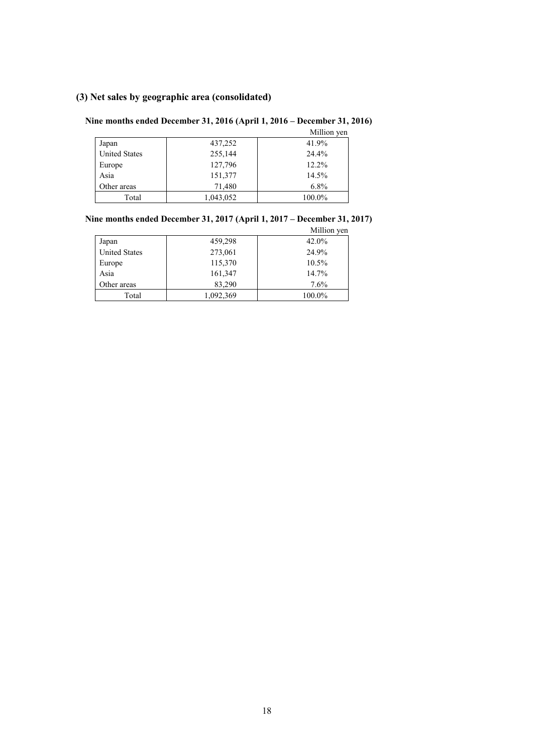### (3) Net sales by geographic area (consolidated)

**Nine months ended December 31, 2016 (April 1, 2016 – December 31, 2016)**

Million yen

| | | |
|---|---|---|
| Japan | 437,252 | 41.9% |
| United States | 255,144 | 24.4% |
| Europe | 127,796 | 12.2% |
| Asia | 151,377 | 14.5% |
| Other areas | 71,480 | 6.8% |
| Total | 1,043,052 | 100.0% |

**Nine months ended December 31, 2017 (April 1, 2017 – December 31, 2017)**

Million yen

| | | |
|---|---|---|
| Japan | 459,298 | 42.0% |
| United States | 273,061 | 24.9% |
| Europe | 115,370 | 10.5% |
| Asia | 161,347 | 14.7% |
| Other areas | 83,290 | 7.6% |
| Total | 1,092,369 | 100.0% |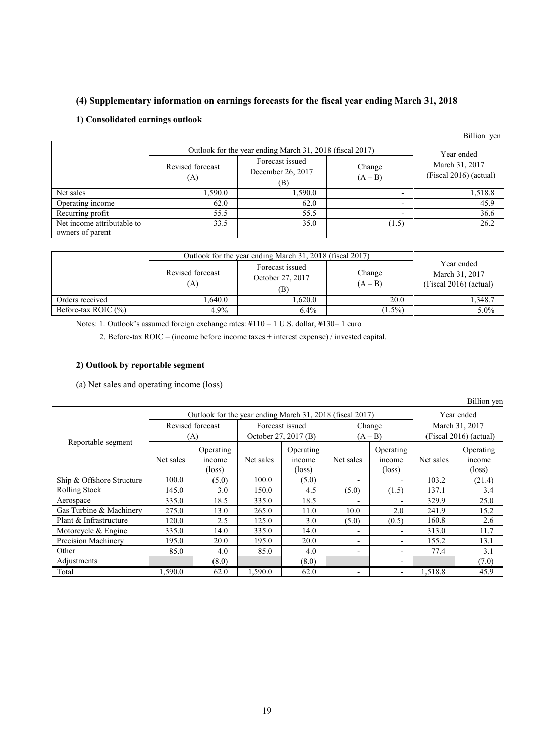### (4) Supplementary information on earnings forecasts for the fiscal year ending March 31, 2018

#### 1) Consolidated earnings outlook

Billion yen

| | Outlook for the year ending March 31, 2018 (fiscal 2017) | | | Year ended March 31, 2017 (Fiscal 2016) (actual) |
|---|---|---|---|---|
| | Revised forecast (A) | Forecast issued December 26, 2017 (B) | Change (A – B) | |
| Net sales | 1,590.0 | 1,590.0 | - | 1,518.8 |
| Operating income | 62.0 | 62.0 | - | 45.9 |
| Recurring profit | 55.5 | 55.5 | - | 36.6 |
| Net income attributable to owners of parent | 33.5 | 35.0 | (1.5) | 26.2 |

| | Outlook for the year ending March 31, 2018 (fiscal 2017) | | | Year ended March 31, 2017 (Fiscal 2016) (actual) |
|---|---|---|---|---|
| | Revised forecast (A) | Forecast issued October 27, 2017 (B) | Change (A – B) | |
| Orders received | 1,640.0 | 1,620.0 | 20.0 | 1,348.7 |
| Before-tax ROIC (%) | 4.9% | 6.4% | (1.5%) | 5.0% |

Notes: 1. Outlook's assumed foreign exchange rates: ¥110 = 1 U.S. dollar, ¥130= 1 euro

2. Before-tax ROIC = (income before income taxes + interest expense) / invested capital.

#### 2) Outlook by reportable segment

(a) Net sales and operating income (loss)

Billion yen

| Reportable segment | Outlook for the year ending March 31, 2018 (fiscal 2017) | | | | | | Year ended March 31, 2017 (Fiscal 2016) (actual) | |
|---|---|---|---|---|---|---|---|---|
| | Revised forecast (A) | | Forecast issued October 27, 2017 (B) | | Change (A – B) | | | |
| | Net sales | Operating income (loss) | Net sales | Operating income (loss) | Net sales | Operating income (loss) | Net sales | Operating income (loss) |
| Ship & Offshore Structure | 100.0 | (5.0) | 100.0 | (5.0) | - | - | 103.2 | (21.4) |
| Rolling Stock | 145.0 | 3.0 | 150.0 | 4.5 | (5.0) | (1.5) | 137.1 | 3.4 |
| Aerospace | 335.0 | 18.5 | 335.0 | 18.5 | - | - | 329.9 | 25.0 |
| Gas Turbine & Machinery | 275.0 | 13.0 | 265.0 | 11.0 | 10.0 | 2.0 | 241.9 | 15.2 |
| Plant & Infrastructure | 120.0 | 2.5 | 125.0 | 3.0 | (5.0) | (0.5) | 160.8 | 2.6 |
| Motorcycle & Engine | 335.0 | 14.0 | 335.0 | 14.0 | - | - | 313.0 | 11.7 |
| Precision Machinery | 195.0 | 20.0 | 195.0 | 20.0 | - | - | 155.2 | 13.1 |
| Other | 85.0 | 4.0 | 85.0 | 4.0 | - | - | 77.4 | 3.1 |
| Adjustments | | (8.0) | | (8.0) | | - | | (7.0) |
| Total | 1,590.0 | 62.0 | 1,590.0 | 62.0 | - | - | 1,518.8 | 45.9 |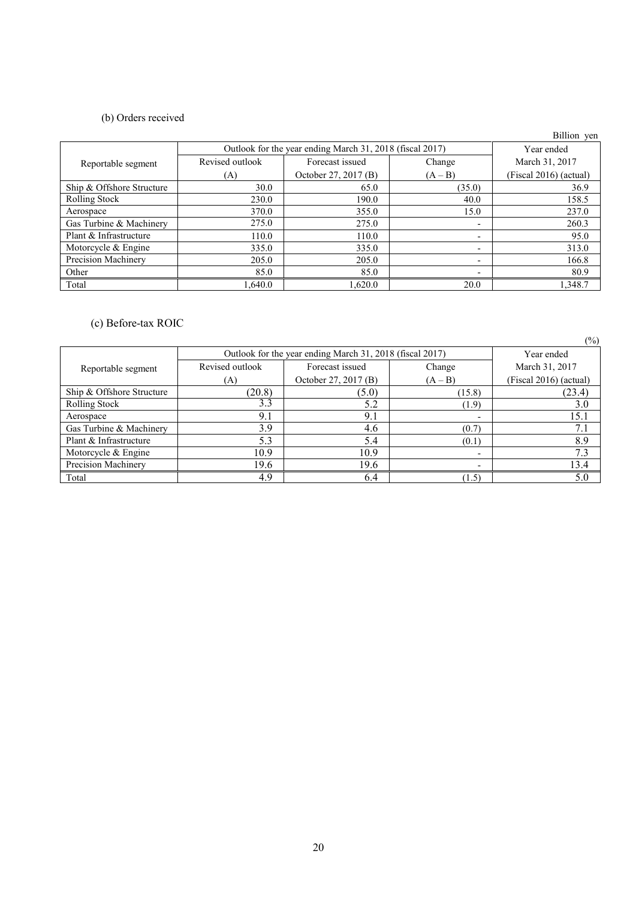(b) Orders received

Billion yen

| Reportable segment | Outlook for the year ending March 31, 2018 (fiscal 2017) | | | Year ended |
|---|---|---|---|---|
| | Revised outlook | Forecast issued | Change | March 31, 2017 |
| | (A) | October 27, 2017 (B) | (A – B) | (Fiscal 2016) (actual) |
| Ship & Offshore Structure | 30.0 | 65.0 | (35.0) | 36.9 |
| Rolling Stock | 230.0 | 190.0 | 40.0 | 158.5 |
| Aerospace | 370.0 | 355.0 | 15.0 | 237.0 |
| Gas Turbine & Machinery | 275.0 | 275.0 | - | 260.3 |
| Plant & Infrastructure | 110.0 | 110.0 | - | 95.0 |
| Motorcycle & Engine | 335.0 | 335.0 | - | 313.0 |
| Precision Machinery | 205.0 | 205.0 | - | 166.8 |
| Other | 85.0 | 85.0 | - | 80.9 |
| Total | 1,640.0 | 1,620.0 | 20.0 | 1,348.7 |

(c) Before-tax ROIC

(%)

| Reportable segment | Outlook for the year ending March 31, 2018 (fiscal 2017) | | | Year ended |
|---|---|---|---|---|
| | Revised outlook | Forecast issued | Change | March 31, 2017 |
| | (A) | October 27, 2017 (B) | (A – B) | (Fiscal 2016) (actual) |
| Ship & Offshore Structure | (20.8) | (5.0) | (15.8) | (23.4) |
| Rolling Stock | 3.3 | 5.2 | (1.9) | 3.0 |
| Aerospace | 9.1 | 9.1 | - | 15.1 |
| Gas Turbine & Machinery | 3.9 | 4.6 | (0.7) | 7.1 |
| Plant & Infrastructure | 5.3 | 5.4 | (0.1) | 8.9 |
| Motorcycle & Engine | 10.9 | 10.9 | - | 7.3 |
| Precision Machinery | 19.6 | 19.6 | - | 13.4 |
| Total | 4.9 | 6.4 | (1.5) | 5.0 |